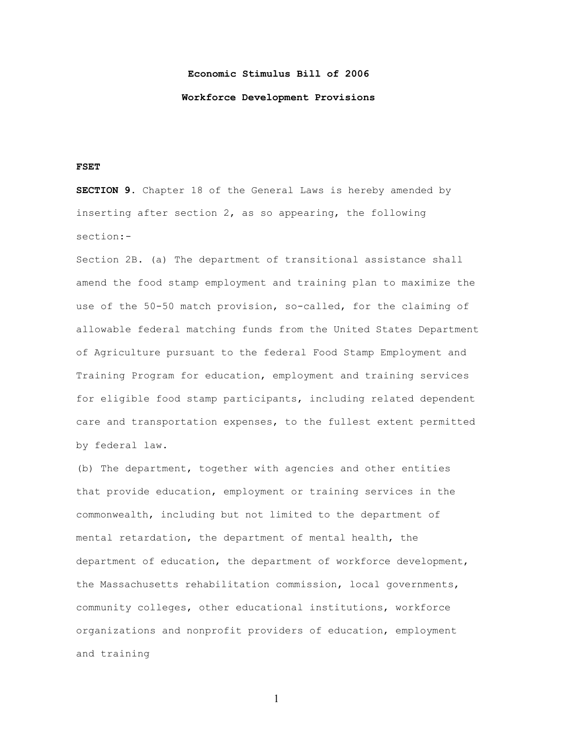**Economic Stimulus Bill of 2006**

**Workforce Development Provisions**

**FSET**

**SECTION 9.** Chapter 18 of the General Laws is hereby amended by inserting after section 2, as so appearing, the following section:-

Section 2B. (a) The department of transitional assistance shall amend the food stamp employment and training plan to maximize the use of the 50-50 match provision, so-called, for the claiming of allowable federal matching funds from the United States Department of Agriculture pursuant to the federal Food Stamp Employment and Training Program for education, employment and training services for eligible food stamp participants, including related dependent care and transportation expenses, to the fullest extent permitted by federal law.

(b) The department, together with agencies and other entities that provide education, employment or training services in the commonwealth, including but not limited to the department of mental retardation, the department of mental health, the department of education, the department of workforce development, the Massachusetts rehabilitation commission, local governments, community colleges, other educational institutions, workforce organizations and nonprofit providers of education, employment and training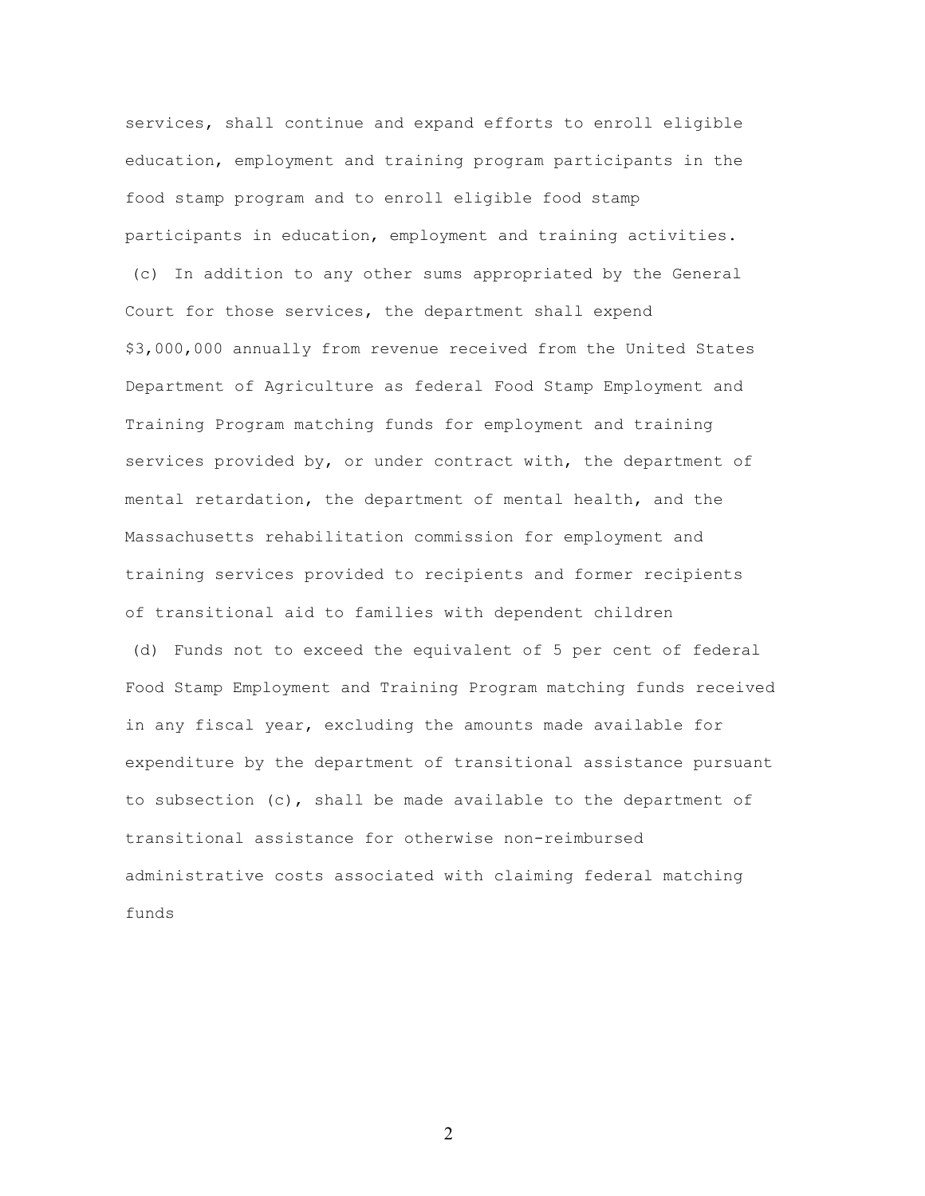services, shall continue and expand efforts to enroll eligible education, employment and training program participants in the food stamp program and to enroll eligible food stamp participants in education, employment and training activities.

(c) In addition to any other sums appropriated by the General Court for those services, the department shall expend $3,000,000 annually from revenue received from the United States Department of Agriculture as federal Food Stamp Employment and Training Program matching funds for employment and training services provided by, or under contract with, the department of mental retardation, the department of mental health, and the Massachusetts rehabilitation commission for employment and training services provided to recipients and former recipients of transitional aid to families with dependent children

(d) Funds not to exceed the equivalent of 5 per cent of federal Food Stamp Employment and Training Program matching funds received in any fiscal year, excluding the amounts made available for expenditure by the department of transitional assistance pursuant to subsection (c), shall be made available to the department of transitional assistance for otherwise non-reimbursed administrative costs associated with claiming federal matching funds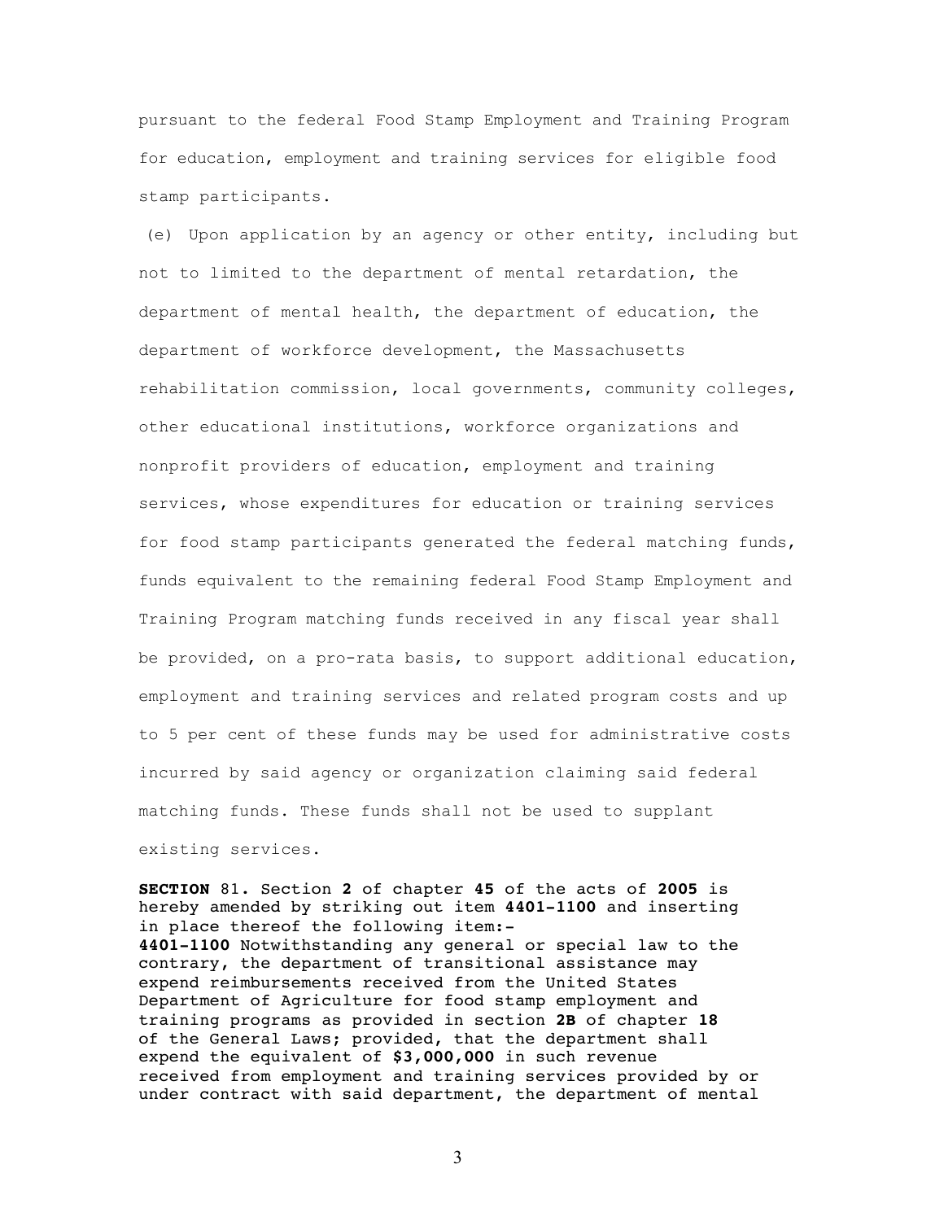pursuant to the federal Food Stamp Employment and Training Program for education, employment and training services for eligible food stamp participants.

(e) Upon application by an agency or other entity, including but not to limited to the department of mental retardation, the department of mental health, the department of education, the department of workforce development, the Massachusetts rehabilitation commission, local governments, community colleges, other educational institutions, workforce organizations and nonprofit providers of education, employment and training services, whose expenditures for education or training services for food stamp participants generated the federal matching funds, funds equivalent to the remaining federal Food Stamp Employment and Training Program matching funds received in any fiscal year shall be provided, on a pro-rata basis, to support additional education, employment and training services and related program costs and up to 5 per cent of these funds may be used for administrative costs incurred by said agency or organization claiming said federal matching funds. These funds shall not be used to supplant existing services.

**SECTION** 81**.** Section **2** of chapter **45** of the acts of **2005** is hereby amended by striking out item **4401-1100** and inserting in place thereof the following item:-
**4401-1100** Notwithstanding any general or special law to the contrary, the department of transitional assistance may expend reimbursements received from the United States Department of Agriculture for food stamp employment and training programs as provided in section **2B** of chapter **18** of the General Laws; provided, that the department shall expend the equivalent of **$3,000,000** in such revenue received from employment and training services provided by or under contract with said department, the department of mental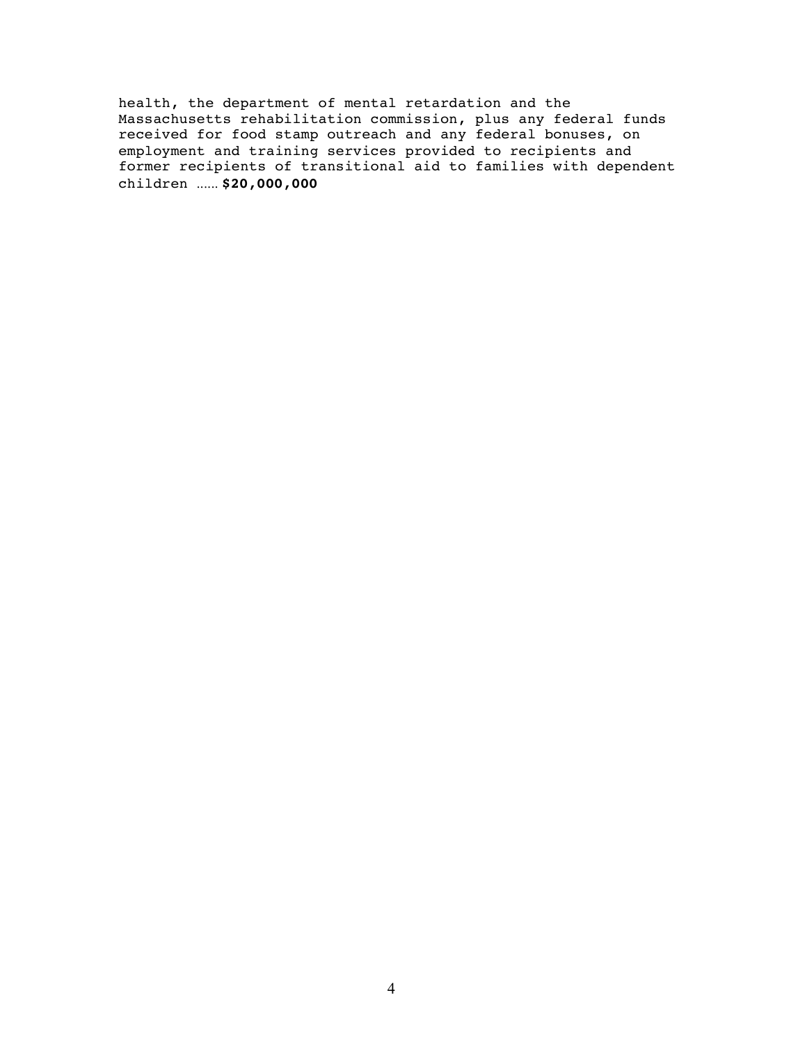health, the department of mental retardation and the Massachusetts rehabilitation commission, plus any federal funds received for food stamp outreach and any federal bonuses, on employment and training services provided to recipients and former recipients of transitional aid to families with dependent children ...... **$20,000,000**